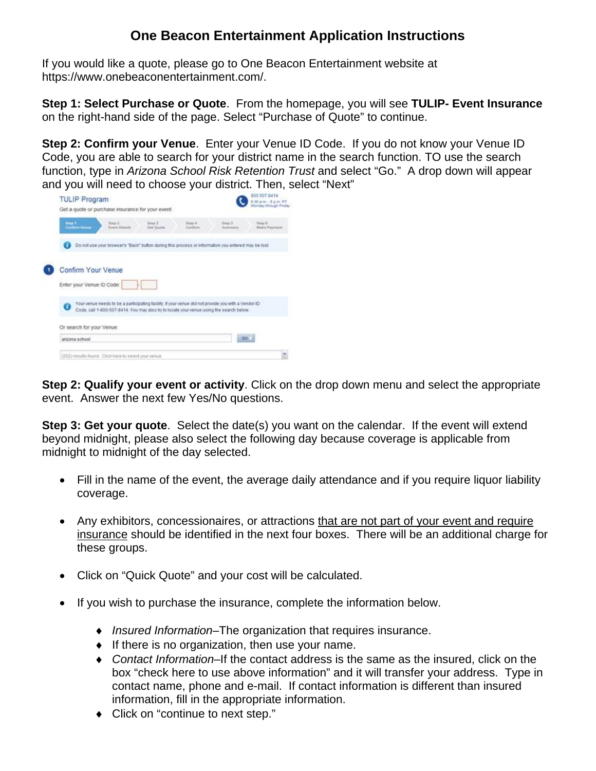# One Beacon Entertainment Application Instructions

If you would like a quote, please go to One Beacon Entertainment website at https://www.onebeaconentertainment.com/.

**Step 1: Select Purchase or Quote**. From the homepage, you will see **TULIP- Event Insurance** on the right-hand side of the page. Select "Purchase of Quote" to continue.

**Step 2: Confirm your Venue**. Enter your Venue ID Code. If you do not know your Venue ID Code, you are able to search for your district name in the search function. TO use the search function, type in *Arizona School Risk Retention Trust* and select "Go." A drop down will appear and you will need to choose your district. Then, select "Next"

**Step 2: Qualify your event or activity**. Click on the drop down menu and select the appropriate event. Answer the next few Yes/No questions.

**Step 3: Get your quote**. Select the date(s) you want on the calendar. If the event will extend beyond midnight, please also select the following day because coverage is applicable from midnight to midnight of the day selected.

- Fill in the name of the event, the average daily attendance and if you require liquor liability coverage.
- Any exhibitors, concessionaires, or attractions that are not part of your event and require insurance should be identified in the next four boxes. There will be an additional charge for these groups.
- Click on "Quick Quote" and your cost will be calculated.
- If you wish to purchase the insurance, complete the information below.
  - *Insured Information*–The organization that requires insurance.
  - If there is no organization, then use your name.
  - *Contact Information*–If the contact address is the same as the insured, click on the box "check here to use above information" and it will transfer your address. Type in contact name, phone and e-mail. If contact information is different than insured information, fill in the appropriate information.
  - Click on "continue to next step."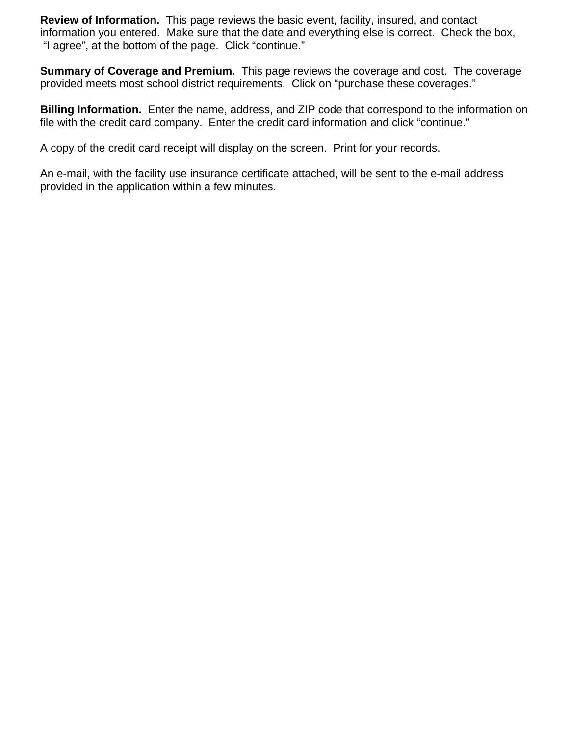**Review of Information.** This page reviews the basic event, facility, insured, and contact information you entered. Make sure that the date and everything else is correct. Check the box, "I agree", at the bottom of the page. Click "continue."

**Summary of Coverage and Premium.** This page reviews the coverage and cost. The coverage provided meets most school district requirements. Click on "purchase these coverages."

**Billing Information.** Enter the name, address, and ZIP code that correspond to the information on file with the credit card company. Enter the credit card information and click "continue."

A copy of the credit card receipt will display on the screen. Print for your records.

An e-mail, with the facility use insurance certificate attached, will be sent to the e-mail address provided in the application within a few minutes.